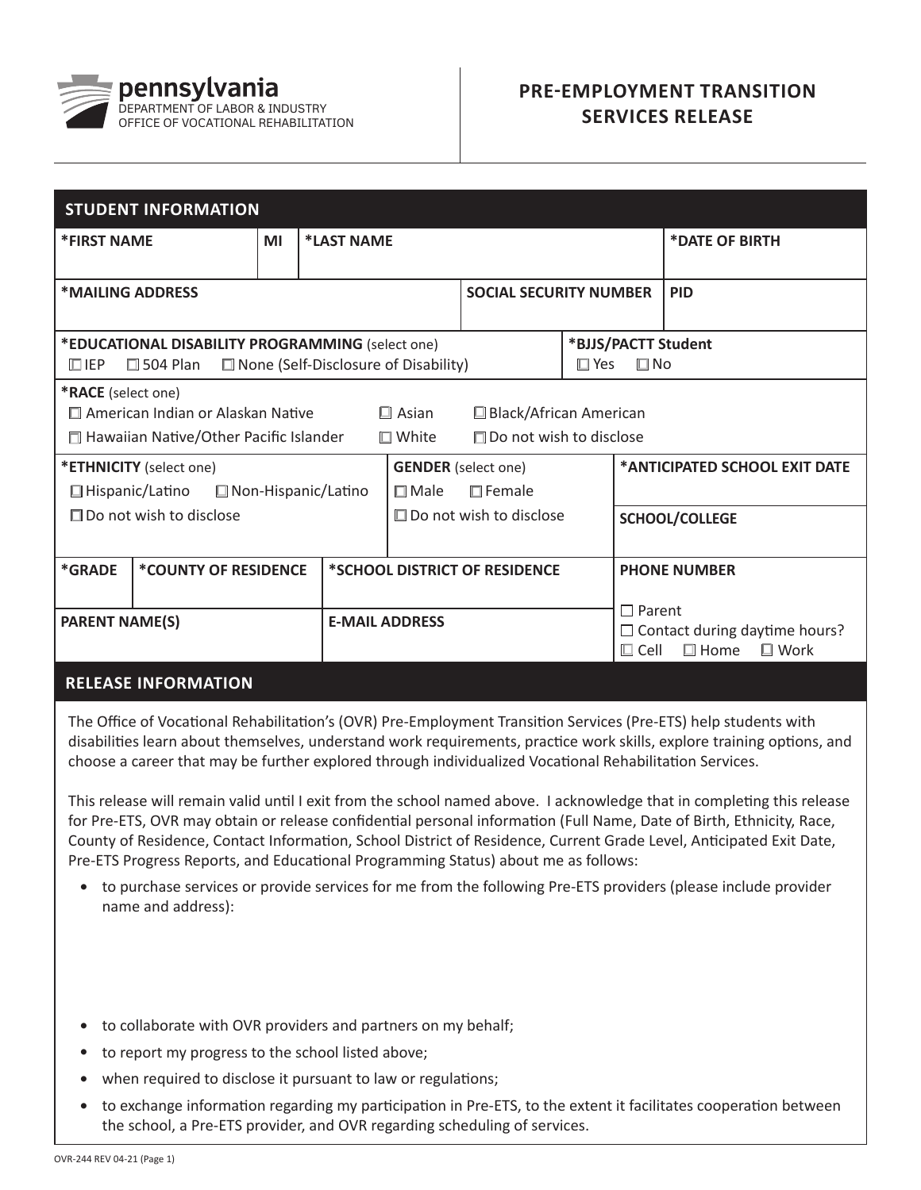pennsylvania
DEPARTMENT OF LABOR & INDUSTRY
OFFICE OF VOCATIONAL REHABILITATION

# PRE-EMPLOYMENT TRANSITION SERVICES RELEASE

## STUDENT INFORMATION

| *FIRST NAME | MI | *LAST NAME | *DATE OF BIRTH |
|---|---|---|---|
| | | | |

| *MAILING ADDRESS | SOCIAL SECURITY NUMBER | PID |
|---|---|---|
| | | |

**\*EDUCATIONAL DISABILITY PROGRAMMING** (select one)
☐ IEP ☐ 504 Plan ☐ None (Self-Disclosure of Disability)

**\*BJJS/PACTT Student**
☐ Yes ☐ No

**\*RACE** (select one)
☐ American Indian or Alaskan Native ☐ Asian ☐ Black/African American
☐ Hawaiian Native/Other Pacific Islander ☐ White ☐ Do not wish to disclose

**\*ETHNICITY** (select one)
☐ Hispanic/Latino ☐ Non-Hispanic/Latino
☐ Do not wish to disclose

**GENDER** (select one)
☐ Male ☐ Female
☐ Do not wish to disclose

**\*ANTICIPATED SCHOOL EXIT DATE**

**SCHOOL/COLLEGE**

| *GRADE | *COUNTY OF RESIDENCE | *SCHOOL DISTRICT OF RESIDENCE |
|---|---|---|
| | | |

| PARENT NAME(S) | E-MAIL ADDRESS |
|---|---|
| | |

**PHONE NUMBER**
☐ Parent
☐ Contact during daytime hours?
☐ Cell ☐ Home ☐ Work

## RELEASE INFORMATION

The Office of Vocational Rehabilitation's (OVR) Pre-Employment Transition Services (Pre-ETS) help students with disabilities learn about themselves, understand work requirements, practice work skills, explore training options, and choose a career that may be further explored through individualized Vocational Rehabilitation Services.

This release will remain valid until I exit from the school named above. I acknowledge that in completing this release for Pre-ETS, OVR may obtain or release confidential personal information (Full Name, Date of Birth, Ethnicity, Race, County of Residence, Contact Information, School District of Residence, Current Grade Level, Anticipated Exit Date, Pre-ETS Progress Reports, and Educational Programming Status) about me as follows:

- to purchase services or provide services for me from the following Pre-ETS providers (please include provider name and address):

- to collaborate with OVR providers and partners on my behalf;
- to report my progress to the school listed above;
- when required to disclose it pursuant to law or regulations;
- to exchange information regarding my participation in Pre-ETS, to the extent it facilitates cooperation between the school, a Pre-ETS provider, and OVR regarding scheduling of services.

OVR-244 REV 04-21 (Page 1)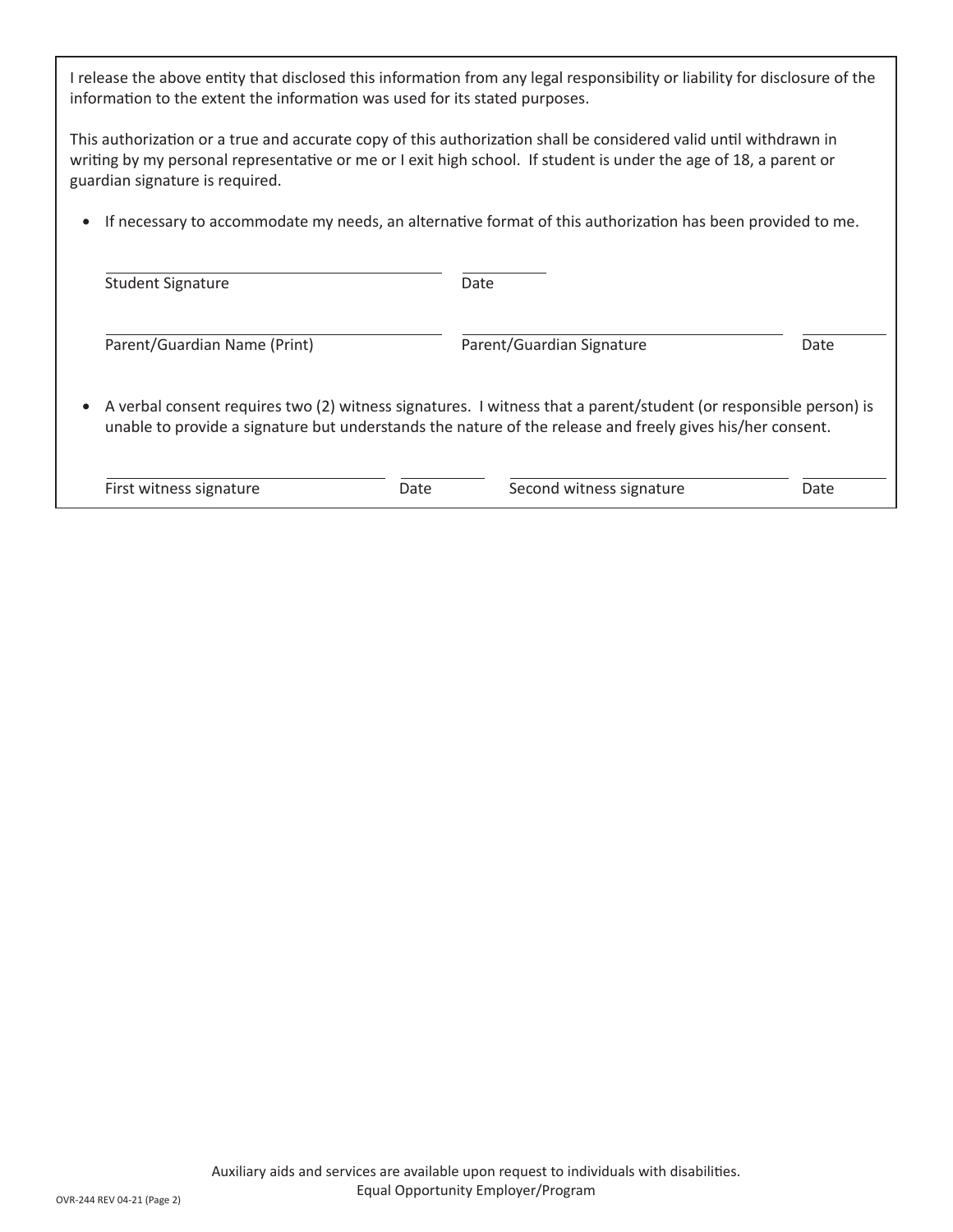I release the above entity that disclosed this information from any legal responsibility or liability for disclosure of the information to the extent the information was used for its stated purposes.

This authorization or a true and accurate copy of this authorization shall be considered valid until withdrawn in writing by my personal representative or me or I exit high school. If student is under the age of 18, a parent or guardian signature is required.

- If necessary to accommodate my needs, an alternative format of this authorization has been provided to me.

| | |
|---|---|
| Student Signature | Date |

| | | |
|---|---|---|
| Parent/Guardian Name (Print) | Parent/Guardian Signature | Date |

- A verbal consent requires two (2) witness signatures. I witness that a parent/student (or responsible person) is unable to provide a signature but understands the nature of the release and freely gives his/her consent.

| | | | |
|---|---|---|---|
| First witness signature | Date | Second witness signature | Date |

Auxiliary aids and services are available upon request to individuals with disabilities.
Equal Opportunity Employer/Program

OVR-244 REV 04-21 (Page 2)